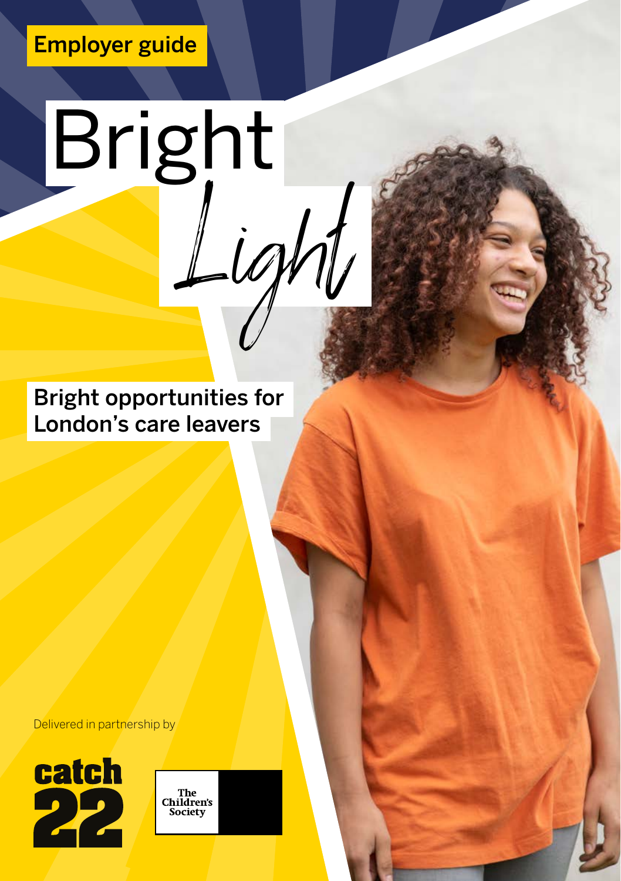Employer guide

# Bright Light

## Bright opportunities for London's care leavers

Delivered in partnership by

catch 22

The Children's Society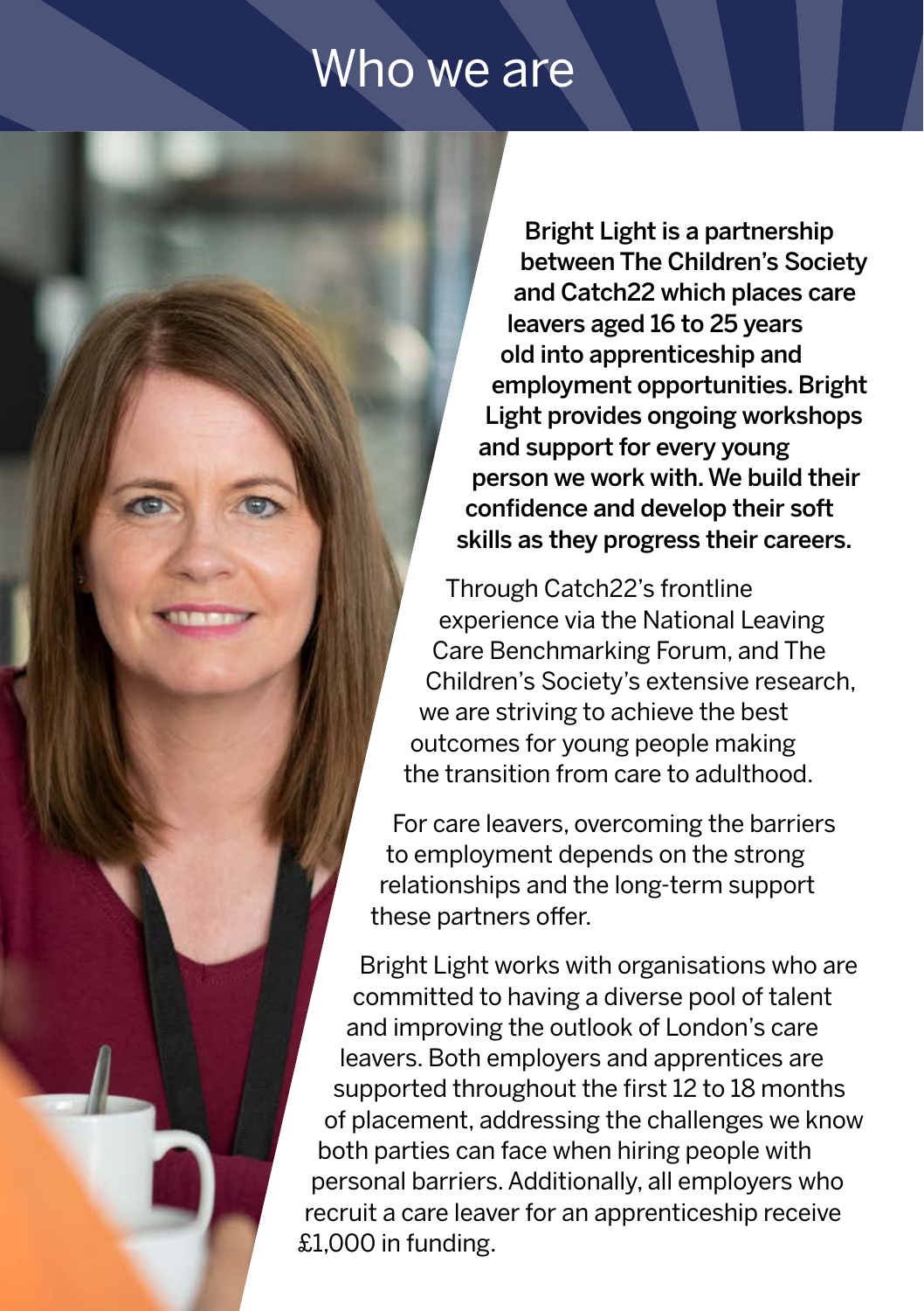# Who we are

**Bright Light is a partnership between The Children's Society and Catch22 which places care leavers aged 16 to 25 years old into apprenticeship and employment opportunities. Bright Light provides ongoing workshops and support for every young person we work with. We build their confidence and develop their soft skills as they progress their careers.**

Through Catch22's frontline experience via the National Leaving Care Benchmarking Forum, and The Children's Society's extensive research, we are striving to achieve the best outcomes for young people making the transition from care to adulthood.

For care leavers, overcoming the barriers to employment depends on the strong relationships and the long-term support these partners offer.

Bright Light works with organisations who are committed to having a diverse pool of talent and improving the outlook of London's care leavers. Both employers and apprentices are supported throughout the first 12 to 18 months of placement, addressing the challenges we know both parties can face when hiring people with personal barriers. Additionally, all employers who recruit a care leaver for an apprenticeship receive £1,000 in funding.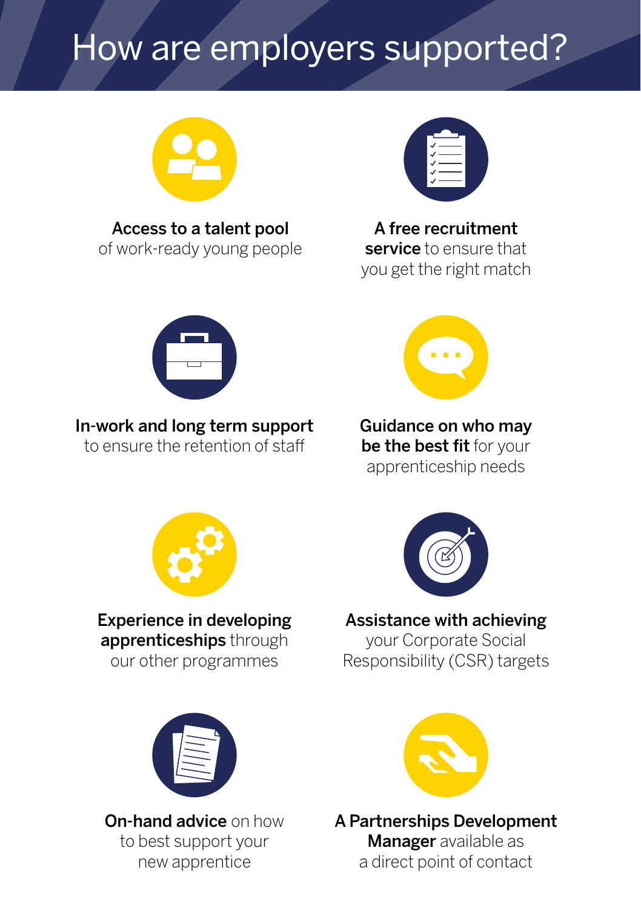# How are employers supported?

**Access to a talent pool** of work-ready young people

**A free recruitment service** to ensure that you get the right match

**In-work and long term support** to ensure the retention of staff

**Guidance on who may be the best fit** for your apprenticeship needs

**Experience in developing apprenticeships** through our other programmes

**Assistance with achieving** your Corporate Social Responsibility (CSR) targets

**On-hand advice** on how to best support your new apprentice

**A Partnerships Development Manager** available as a direct point of contact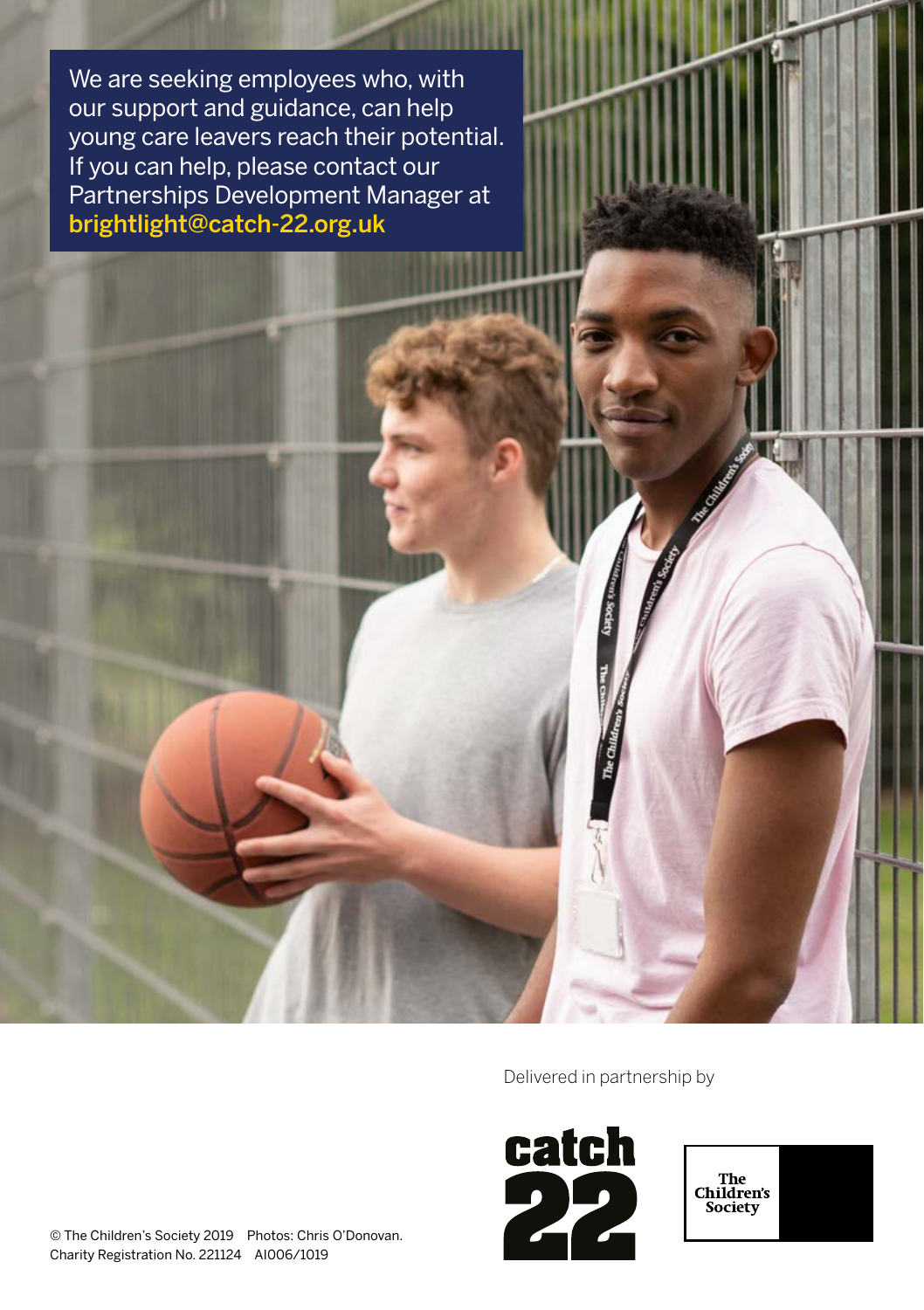We are seeking employees who, with our support and guidance, can help young care leavers reach their potential. If you can help, please contact our Partnerships Development Manager at **brightlight@catch-22.org.uk**

Delivered in partnership by

catch 22

The Children's Society

© The Children's Society 2019 Photos: Chris O'Donovan.
Charity Registration No. 221124 AI006/1019